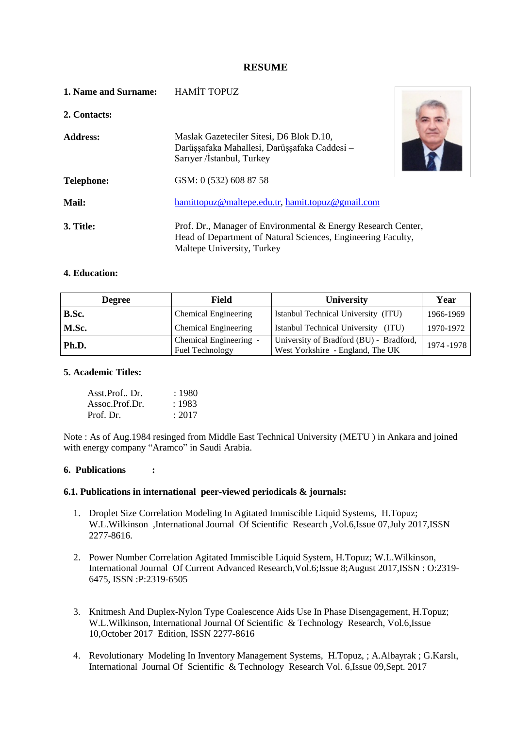# RESUME

**1. Name and Surname:** HAMİT TOPUZ

**2. Contacts:**

**Address:** Maslak Gazeteciler Sitesi, D6 Blok D.10, Darüşşafaka Mahallesi, Darüşşafaka Caddesi – Sarıyer /İstanbul, Turkey

**Telephone:** GSM: 0 (532) 608 87 58

**Mail:** hamittopuz@maltepe.edu.tr, hamit.topuz@gmail.com

**3. Title:** Prof. Dr., Manager of Environmental & Energy Research Center, Head of Department of Natural Sciences, Engineering Faculty, Maltepe University, Turkey

**4. Education:**

| Degree | Field | University | Year |
|---|---|---|---|
| **B.Sc.** | Chemical Engineering | Istanbul Technical University (ITU) | 1966-1969 |
| **M.Sc.** | Chemical Engineering | Istanbul Technical University (ITU) | 1970-1972 |
| **Ph.D.** | Chemical Engineering - Fuel Technology | University of Bradford (BU) - Bradford, West Yorkshire - England, The UK | 1974 -1978 |

**5. Academic Titles:**

Asst.Prof.. Dr. : 1980
Assoc.Prof.Dr. : 1983
Prof. Dr. : 2017

Note : As of Aug.1984 resinged from Middle East Technical University (METU ) in Ankara and joined with energy company "Aramco" in Saudi Arabia.

**6. Publications :**

**6.1. Publications in international peer-viewed periodicals & journals:**

1. Droplet Size Correlation Modeling In Agitated Immiscible Liquid Systems, H.Topuz; W.L.Wilkinson ,International Journal Of Scientific Research ,Vol.6,Issue 07,July 2017,ISSN 2277-8616.

2. Power Number Correlation Agitated Immiscible Liquid System, H.Topuz; W.L.Wilkinson, International Journal Of Current Advanced Research,Vol.6;Issue 8;August 2017,ISSN : O:2319-6475, ISSN :P:2319-6505

3. Knitmesh And Duplex-Nylon Type Coalescence Aids Use In Phase Disengagement, H.Topuz; W.L.Wilkinson, International Journal Of Scientific & Technology Research, Vol.6,Issue 10,October 2017 Edition, ISSN 2277-8616

4. Revolutionary Modeling In Inventory Management Systems, H.Topuz, ; A.Albayrak ; G.Karslı, International Journal Of Scientific & Technology Research Vol. 6,Issue 09,Sept. 2017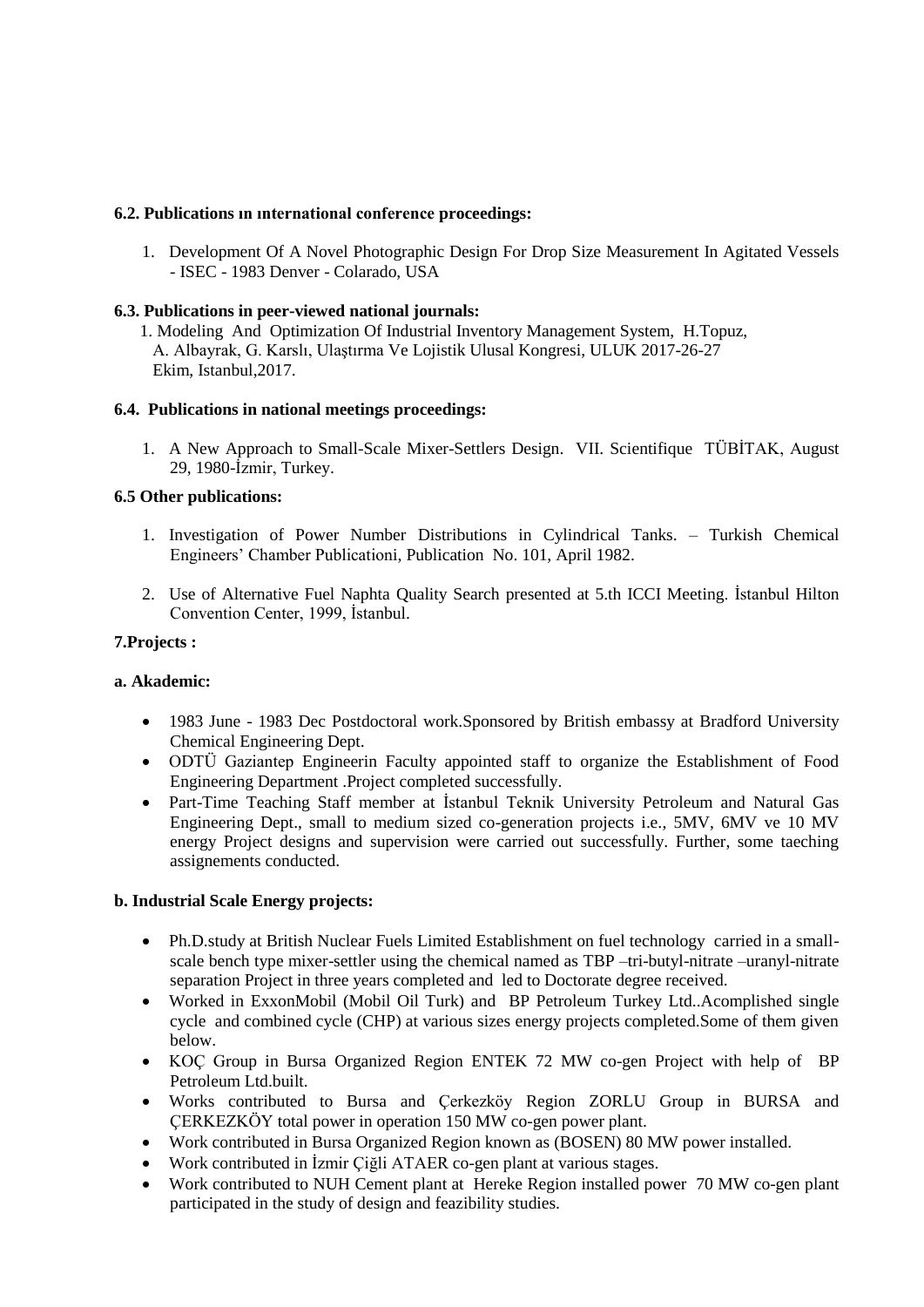**6.2. Publications ın ınternational conference proceedings:**

1. Development Of A Novel Photographic Design For Drop Size Measurement In Agitated Vessels - ISEC - 1983 Denver - Colarado, USA

**6.3. Publications in peer-viewed national journals:**

1. Modeling And Optimization Of Industrial Inventory Management System, H.Topuz, A. Albayrak, G. Karslı, Ulaştırma Ve Lojistik Ulusal Kongresi, ULUK 2017-26-27 Ekim, Istanbul,2017.

**6.4. Publications in national meetings proceedings:**

1. A New Approach to Small-Scale Mixer-Settlers Design. VII. Scientifique TÜBİTAK, August 29, 1980-İzmir, Turkey.

**6.5 Other publications:**

1. Investigation of Power Number Distributions in Cylindrical Tanks. – Turkish Chemical Engineers' Chamber Publicationi, Publication No. 101, April 1982.

2. Use of Alternative Fuel Naphta Quality Search presented at 5.th ICCI Meeting. İstanbul Hilton Convention Center, 1999, İstanbul.

**7.Projects :**

**a. Akademic:**

- 1983 June - 1983 Dec Postdoctoral work.Sponsored by British embassy at Bradford University Chemical Engineering Dept.
- ODTÜ Gaziantep Engineerin Faculty appointed staff to organize the Establishment of Food Engineering Department .Project completed successfully.
- Part-Time Teaching Staff member at İstanbul Teknik University Petroleum and Natural Gas Engineering Dept., small to medium sized co-generation projects i.e., 5MV, 6MV ve 10 MV energy Project designs and supervision were carried out successfully. Further, some taeching assignements conducted.

**b. Industrial Scale Energy projects:**

- Ph.D.study at British Nuclear Fuels Limited Establishment on fuel technology carried in a small-scale bench type mixer-settler using the chemical named as TBP –tri-butyl-nitrate –uranyl-nitrate separation Project in three years completed and led to Doctorate degree received.
- Worked in ExxonMobil (Mobil Oil Turk) and BP Petroleum Turkey Ltd..Acomplished single cycle and combined cycle (CHP) at various sizes energy projects completed.Some of them given below.
- KOÇ Group in Bursa Organized Region ENTEK 72 MW co-gen Project with help of BP Petroleum Ltd.built.
- Works contributed to Bursa and Çerkezköy Region ZORLU Group in BURSA and ÇERKEZKÖY total power in operation 150 MW co-gen power plant.
- Work contributed in Bursa Organized Region known as (BOSEN) 80 MW power installed.
- Work contributed in İzmir Çiğli ATAER co-gen plant at various stages.
- Work contributed to NUH Cement plant at Hereke Region installed power 70 MW co-gen plant participated in the study of design and feazibility studies.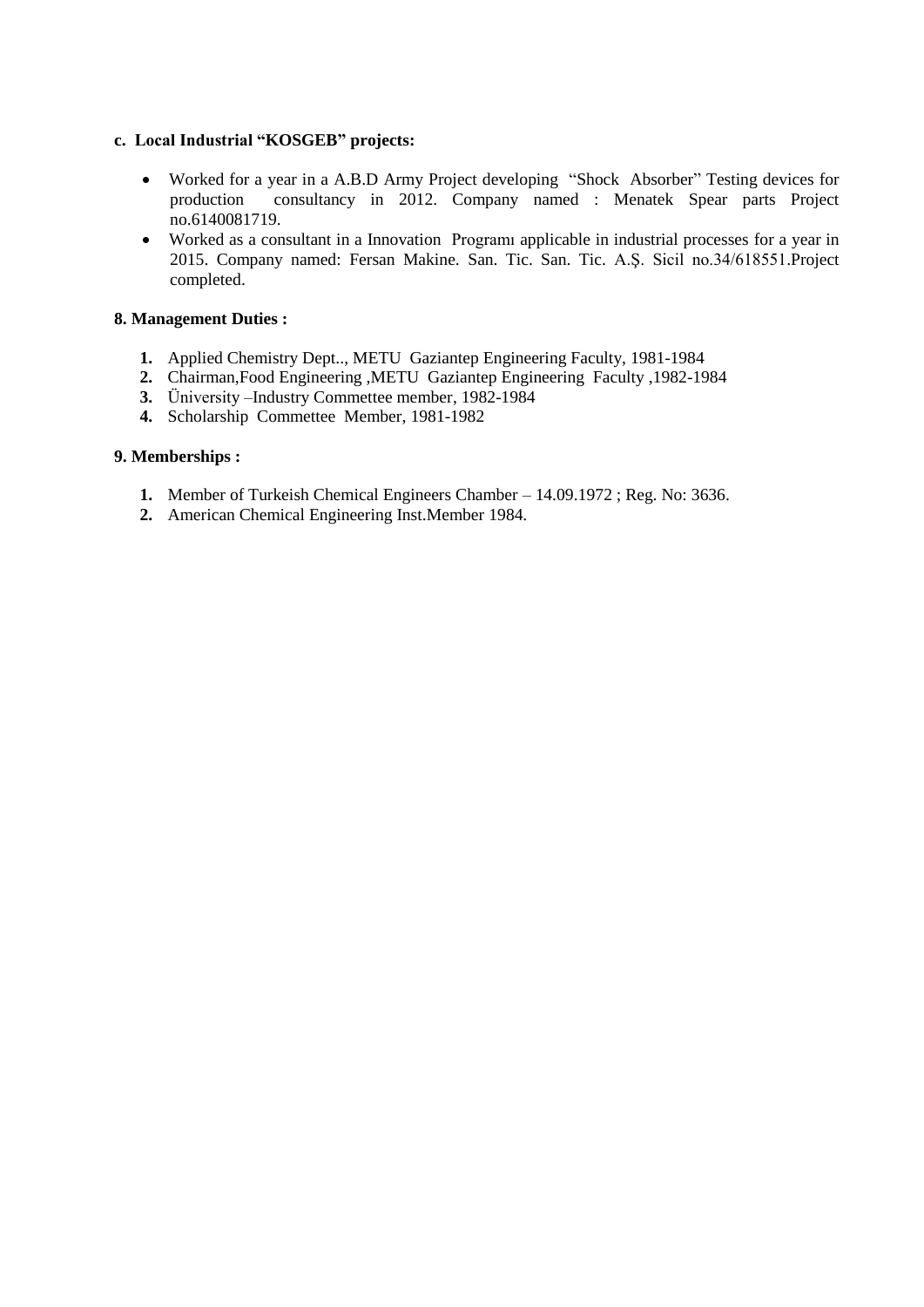**c. Local Industrial "KOSGEB" projects:**

- Worked for a year in a A.B.D Army Project developing "Shock Absorber" Testing devices for production consultancy in 2012. Company named : Menatek Spear parts Project no.6140081719.
- Worked as a consultant in a Innovation Programı applicable in industrial processes for a year in 2015. Company named: Fersan Makine. San. Tic. San. Tic. A.Ş. Sicil no.34/618551.Project completed.

**8. Management Duties :**

1. Applied Chemistry Dept.., METU Gaziantep Engineering Faculty, 1981-1984
2. Chairman,Food Engineering ,METU Gaziantep Engineering Faculty ,1982-1984
3. Üniversity –Industry Commettee member, 1982-1984
4. Scholarship Commettee Member, 1981-1982

**9. Memberships :**

1. Member of Turkeish Chemical Engineers Chamber – 14.09.1972 ; Reg. No: 3636.
2. American Chemical Engineering Inst.Member 1984.